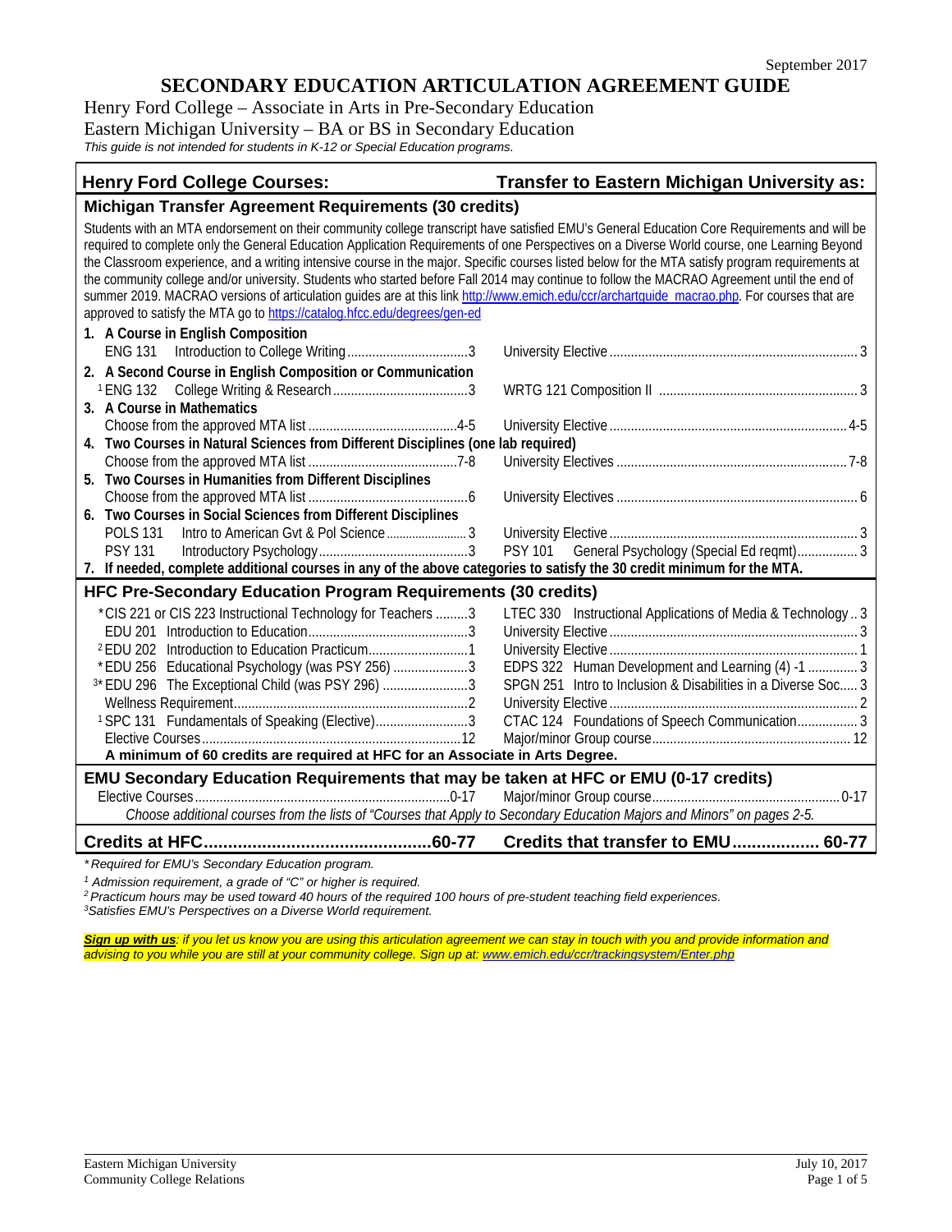September 2017

# SECONDARY EDUCATION ARTICULATION AGREEMENT GUIDE

Henry Ford College – Associate in Arts in Pre-Secondary Education

Eastern Michigan University – BA or BS in Secondary Education

*This guide is not intended for students in K-12 or Special Education programs.*

| Henry Ford College Courses: | Transfer to Eastern Michigan University as: |
|---|---|
| **Michigan Transfer Agreement Requirements (30 credits)** | |
| Students with an MTA endorsement on their community college transcript have satisfied EMU's General Education Core Requirements and will be required to complete only the General Education Application Requirements of one Perspectives on a Diverse World course, one Learning Beyond the Classroom experience, and a writing intensive course in the major. Specific courses listed below for the MTA satisfy program requirements at the community college and/or university. Students who started before Fall 2014 may continue to follow the MACRAO Agreement until the end of summer 2019. MACRAO versions of articulation guides are at this link http://www.emich.edu/ccr/archartguide_macrao.php. For courses that are approved to satisfy the MTA go to https://catalog.hfcc.edu/degrees/gen-ed | |
| **1. A Course in English Composition** | |
| ENG 131 Introduction to College Writing ... 3 | University Elective ... 3 |
| **2. A Second Course in English Composition or Communication** | |
| [1]ENG 132 College Writing & Research ... 3 | WRTG 121 Composition II ... 3 |
| **3. A Course in Mathematics** | |
| Choose from the approved MTA list ... 4-5 | University Elective ... 4-5 |
| **4. Two Courses in Natural Sciences from Different Disciplines (one lab required)** | |
| Choose from the approved MTA list ... 7-8 | University Electives ... 7-8 |
| **5. Two Courses in Humanities from Different Disciplines** | |
| Choose from the approved MTA list ... 6 | University Electives ... 6 |
| **6. Two Courses in Social Sciences from Different Disciplines** | |
| POLS 131 Intro to American Gvt & Pol Science ... 3 | University Elective ... 3 |
| PSY 131 Introductory Psychology ... 3 | PSY 101 General Psychology (Special Ed reqmt) ... 3 |
| **7. If needed, complete additional courses in any of the above categories to satisfy the 30 credit minimum for the MTA.** | |
| **HFC Pre-Secondary Education Program Requirements (30 credits)** | |
| *CIS 221 or CIS 223 Instructional Technology for Teachers ... 3 | LTEC 330 Instructional Applications of Media & Technology .. 3 |
| EDU 201 Introduction to Education ... 3 | University Elective ... 3 |
| [2]EDU 202 Introduction to Education Practicum ... 1 | University Elective ... 1 |
| *EDU 256 Educational Psychology (was PSY 256) ... 3 | EDPS 322 Human Development and Learning (4) -1 ... 3 |
| [3]*EDU 296 The Exceptional Child (was PSY 296) ... 3 | SPGN 251 Intro to Inclusion & Disabilities in a Diverse Soc ... 3 |
| Wellness Requirement ... 2 | University Elective ... 2 |
| [1]SPC 131 Fundamentals of Speaking (Elective) ... 3 | CTAC 124 Foundations of Speech Communication ... 3 |
| Elective Courses ... 12 | Major/minor Group course ... 12 |
| **A minimum of 60 credits are required at HFC for an Associate in Arts Degree.** | |
| **EMU Secondary Education Requirements that may be taken at HFC or EMU (0-17 credits)** | |
| Elective Courses ... 0-17 | Major/minor Group course ... 0-17 |
| *Choose additional courses from the lists of "Courses that Apply to Secondary Education Majors and Minors" on pages 2-5.* | |
| **Credits at HFC ... 60-77** | **Credits that transfer to EMU ... 60-77** |

*\* Required for EMU's Secondary Education program.*

*[1] Admission requirement, a grade of "C" or higher is required.*

*[2] Practicum hours may be used toward 40 hours of the required 100 hours of pre-student teaching field experiences.*

*[3] Satisfies EMU's Perspectives on a Diverse World requirement.*

***Sign up with us**: if you let us know you are using this articulation agreement we can stay in touch with you and provide information and advising to you while you are still at your community college. Sign up at: www.emich.edu/ccr/trackingsystem/Enter.php*

Eastern Michigan University
Community College Relations

July 10, 2017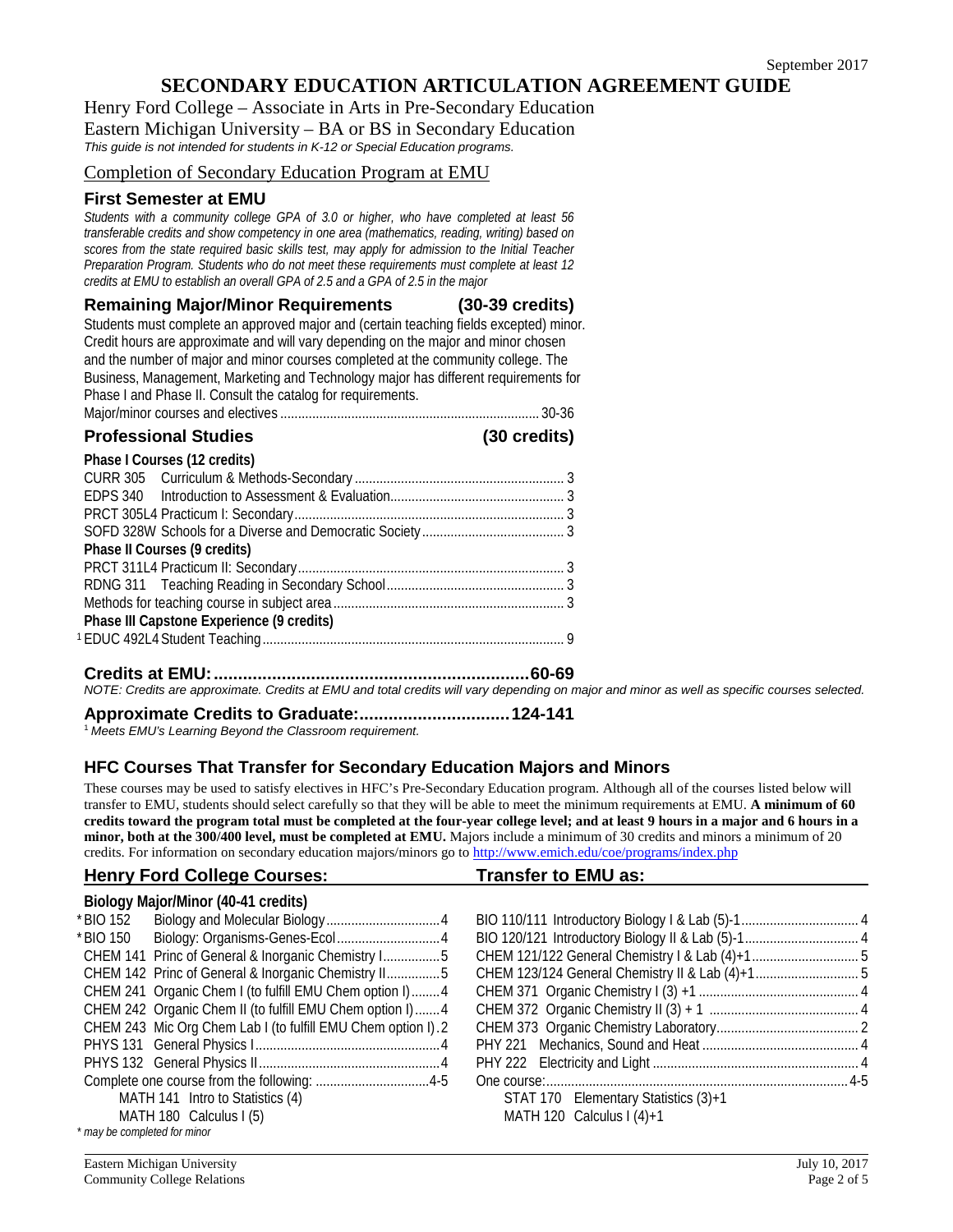September 2017

# SECONDARY EDUCATION ARTICULATION AGREEMENT GUIDE

Henry Ford College – Associate in Arts in Pre-Secondary Education

Eastern Michigan University – BA or BS in Secondary Education

*This guide is not intended for students in K-12 or Special Education programs.*

## Completion of Secondary Education Program at EMU

### First Semester at EMU

*Students with a community college GPA of 3.0 or higher, who have completed at least 56 transferable credits and show competency in one area (mathematics, reading, writing) based on scores from the state required basic skills test, may apply for admission to the Initial Teacher Preparation Program. Students who do not meet these requirements must complete at least 12 credits at EMU to establish an overall GPA of 2.5 and a GPA of 2.5 in the major*

### Remaining Major/Minor Requirements (30-39 credits)

Students must complete an approved major and (certain teaching fields excepted) minor. Credit hours are approximate and will vary depending on the major and minor chosen and the number of major and minor courses completed at the community college. The Business, Management, Marketing and Technology major has different requirements for Phase I and Phase II. Consult the catalog for requirements.

Major/minor courses and electives ........ 30-36

### Professional Studies (30 credits)

**Phase I Courses (12 credits)**

CURR 305 Curriculum & Methods-Secondary ........ 3
EDPS 340 Introduction to Assessment & Evaluation ........ 3
PRCT 305L4 Practicum I: Secondary ........ 3
SOFD 328W Schools for a Diverse and Democratic Society ........ 3

**Phase II Courses (9 credits)**

PRCT 311L4 Practicum II: Secondary ........ 3
RDNG 311 Teaching Reading in Secondary School ........ 3
Methods for teaching course in subject area ........ 3

**Phase III Capstone Experience (9 credits)**

[1] EDUC 492L4 Student Teaching ........ 9

**Credits at EMU: ........ 60-69**

*NOTE: Credits are approximate. Credits at EMU and total credits will vary depending on major and minor as well as specific courses selected.*

**Approximate Credits to Graduate: ........ 124-141**

[1] *Meets EMU's Learning Beyond the Classroom requirement.*

## HFC Courses That Transfer for Secondary Education Majors and Minors

These courses may be used to satisfy electives in HFC's Pre-Secondary Education program. Although all of the courses listed below will transfer to EMU, students should select carefully so that they will be able to meet the minimum requirements at EMU. **A minimum of 60 credits toward the program total must be completed at the four-year college level; and at least 9 hours in a major and 6 hours in a minor, both at the 300/400 level, must be completed at EMU.** Majors include a minimum of 30 credits and minors a minimum of 20 credits. For information on secondary education majors/minors go to http://www.emich.edu/coe/programs/index.php

| Henry Ford College Courses: | | Transfer to EMU as: | |
|---|---|---|---|
| **Biology Major/Minor (40-41 credits)** | | | |
| *BIO 152 Biology and Molecular Biology | 4 | BIO 110/111 Introductory Biology I & Lab (5)-1 | 4 |
| *BIO 150 Biology: Organisms-Genes-Ecol | 4 | BIO 120/121 Introductory Biology II & Lab (5)-1 | 4 |
| CHEM 141 Princ of General & Inorganic Chemistry I | 5 | CHEM 121/122 General Chemistry I & Lab (4)+1 | 5 |
| CHEM 142 Princ of General & Inorganic Chemistry II | 5 | CHEM 123/124 General Chemistry II & Lab (4)+1 | 5 |
| CHEM 241 Organic Chem I (to fulfill EMU Chem option I) | 4 | CHEM 371 Organic Chemistry I (3) +1 | 4 |
| CHEM 242 Organic Chem II (to fulfill EMU Chem option I) | 4 | CHEM 372 Organic Chemistry II (3) + 1 | 4 |
| CHEM 243 Mic Org Chem Lab I (to fulfill EMU Chem option I) | 2 | CHEM 373 Organic Chemistry Laboratory | 2 |
| PHYS 131 General Physics I | 4 | PHY 221 Mechanics, Sound and Heat | 4 |
| PHYS 132 General Physics II | 4 | PHY 222 Electricity and Light | 4 |
| Complete one course from the following: | 4-5 | One course: | 4-5 |
| MATH 141 Intro to Statistics (4) | | STAT 170 Elementary Statistics (3)+1 | |
| MATH 180 Calculus I (5) | | MATH 120 Calculus I (4)+1 | |

*\* may be completed for minor*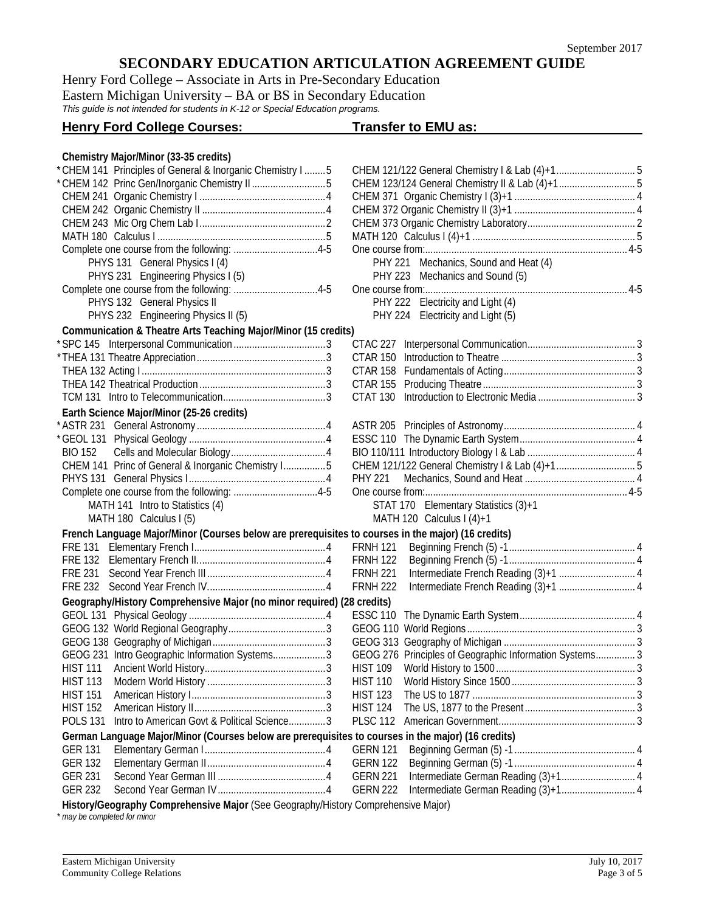September 2017

# SECONDARY EDUCATION ARTICULATION AGREEMENT GUIDE

Henry Ford College – Associate in Arts in Pre-Secondary Education

Eastern Michigan University – BA or BS in Secondary Education

*This guide is not intended for students in K-12 or Special Education programs.*

| Henry Ford College Courses: | Transfer to EMU as: |
|---|---|
| **Chemistry Major/Minor (33-35 credits)** | |
| * CHEM 141 Principles of General & Inorganic Chemistry I ........5 | CHEM 121/122 General Chemistry I & Lab (4)+1 .......... 5 |
| * CHEM 142 Princ Gen/Inorganic Chemistry II ........5 | CHEM 123/124 General Chemistry II & Lab (4)+1 .......... 5 |
| CHEM 241 Organic Chemistry I ........4 | CHEM 371 Organic Chemistry I (3)+1 .......... 4 |
| CHEM 242 Organic Chemistry II ........4 | CHEM 372 Organic Chemistry II (3)+1 .......... 4 |
| CHEM 243 Mic Org Chem Lab I ........2 | CHEM 373 Organic Chemistry Laboratory .......... 2 |
| MATH 180 Calculus I ........5 | MATH 120 Calculus I (4)+1 .......... 5 |
| Complete one course from the following: ........4-5 | One course from: .......... 4-5 |
| PHYS 131 General Physics I (4) | PHY 221 Mechanics, Sound and Heat (4) |
| PHYS 231 Engineering Physics I (5) | PHY 223 Mechanics and Sound (5) |
| Complete one course from the following: ........4-5 | One course from: .......... 4-5 |
| PHYS 132 General Physics II | PHY 222 Electricity and Light (4) |
| PHYS 232 Engineering Physics II (5) | PHY 224 Electricity and Light (5) |
| **Communication & Theatre Arts Teaching Major/Minor (15 credits)** | |
| * SPC 145 Interpersonal Communication ........3 | CTAC 227 Interpersonal Communication .......... 3 |
| * THEA 131 Theatre Appreciation ........3 | CTAR 150 Introduction to Theatre .......... 3 |
| THEA 132 Acting I ........3 | CTAR 158 Fundamentals of Acting .......... 3 |
| THEA 142 Theatrical Production ........3 | CTAR 155 Producing Theatre .......... 3 |
| TCM 131 Intro to Telecommunication ........3 | CTAT 130 Introduction to Electronic Media .......... 3 |
| **Earth Science Major/Minor (25-26 credits)** | |
| * ASTR 231 General Astronomy ........4 | ASTR 205 Principles of Astronomy .......... 4 |
| * GEOL 131 Physical Geology ........4 | ESSC 110 The Dynamic Earth System .......... 4 |
| BIO 152 Cells and Molecular Biology ........4 | BIO 110/111 Introductory Biology I & Lab .......... 4 |
| CHEM 141 Princ of General & Inorganic Chemistry I ........5 | CHEM 121/122 General Chemistry I & Lab (4)+1 .......... 5 |
| PHYS 131 General Physics I ........4 | PHY 221 Mechanics, Sound and Heat .......... 4 |
| Complete one course from the following: ........4-5 | One course from: .......... 4-5 |
| MATH 141 Intro to Statistics (4) | STAT 170 Elementary Statistics (3)+1 |
| MATH 180 Calculus I (5) | MATH 120 Calculus I (4)+1 |
| **French Language Major/Minor (Courses below are prerequisites to courses in the major) (16 credits)** | |
| FRE 131 Elementary French I ........4 | FRNH 121 Beginning French (5) -1 .......... 4 |
| FRE 132 Elementary French II ........4 | FRNH 122 Beginning French (5) -1 .......... 4 |
| FRE 231 Second Year French III ........4 | FRNH 221 Intermediate French Reading (3)+1 .......... 4 |
| FRE 232 Second Year French IV ........4 | FRNH 222 Intermediate French Reading (3)+1 .......... 4 |
| **Geography/History Comprehensive Major (no minor required) (28 credits)** | |
| GEOL 131 Physical Geology ........4 | ESSC 110 The Dynamic Earth System .......... 4 |
| GEOG 132 World Regional Geography ........3 | GEOG 110 World Regions .......... 3 |
| GEOG 138 Geography of Michigan ........3 | GEOG 313 Geography of Michigan .......... 3 |
| GEOG 231 Intro Geographic Information Systems ........3 | GEOG 276 Principles of Geographic Information Systems .......... 3 |
| HIST 111 Ancient World History ........3 | HIST 109 World History to 1500 .......... 3 |
| HIST 113 Modern World History ........3 | HIST 110 World History Since 1500 .......... 3 |
| HIST 151 American History I ........3 | HIST 123 The US to 1877 .......... 3 |
| HIST 152 American History II ........3 | HIST 124 The US, 1877 to the Present .......... 3 |
| POLS 131 Intro to American Govt & Political Science ........3 | PLSC 112 American Government .......... 3 |
| **German Language Major/Minor (Courses below are prerequisites to courses in the major) (16 credits)** | |
| GER 131 Elementary German I ........4 | GERN 121 Beginning German (5) -1 .......... 4 |
| GER 132 Elementary German II ........4 | GERN 122 Beginning German (5) -1 .......... 4 |
| GER 231 Second Year German III ........4 | GERN 221 Intermediate German Reading (3)+1 .......... 4 |
| GER 232 Second Year German IV ........4 | GERN 222 Intermediate German Reading (3)+1 .......... 4 |
| **History/Geography Comprehensive Major** (See Geography/History Comprehensive Major) | |

*\* may be completed for minor*

Eastern Michigan University
Community College Relations

July 10, 2017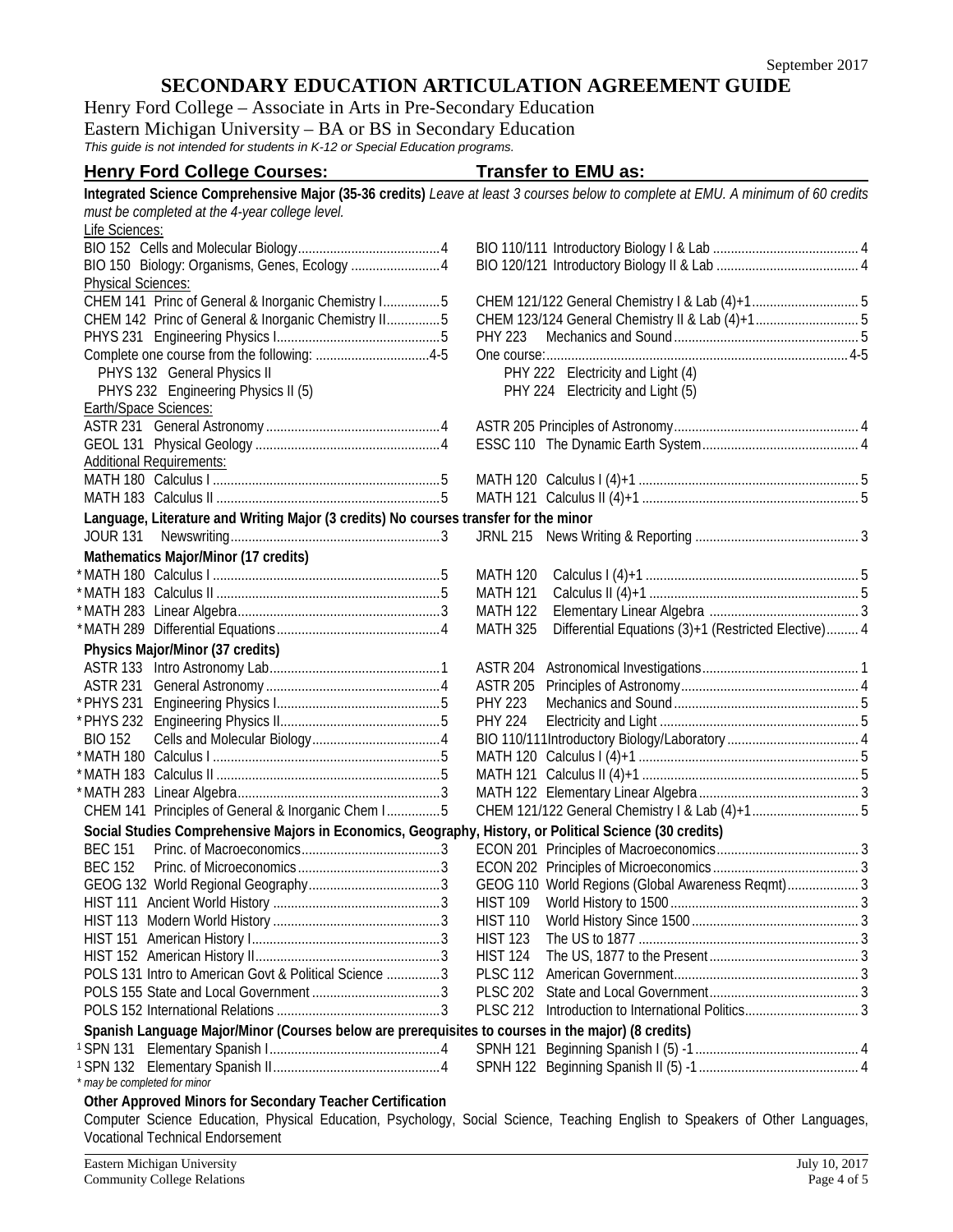September 2017

# SECONDARY EDUCATION ARTICULATION AGREEMENT GUIDE

Henry Ford College – Associate in Arts in Pre-Secondary Education

Eastern Michigan University – BA or BS in Secondary Education

*This guide is not intended for students in K-12 or Special Education programs.*

| Henry Ford College Courses: | Transfer to EMU as: |
|---|---|
| **Integrated Science Comprehensive Major (35-36 credits)** *Leave at least 3 courses below to complete at EMU. A minimum of 60 credits must be completed at the 4-year college level.* | |
| Life Sciences: | |
| BIO 152 Cells and Molecular Biology....4 | BIO 110/111 Introductory Biology I & Lab....4 |
| BIO 150 Biology: Organisms, Genes, Ecology....4 | BIO 120/121 Introductory Biology II & Lab....4 |
| Physical Sciences: | |
| CHEM 141 Princ of General & Inorganic Chemistry I....5 | CHEM 121/122 General Chemistry I & Lab (4)+1....5 |
| CHEM 142 Princ of General & Inorganic Chemistry II....5 | CHEM 123/124 General Chemistry II & Lab (4)+1....5 |
| PHYS 231 Engineering Physics I....5 | PHY 223 Mechanics and Sound....5 |
| Complete one course from the following: ....4-5 | One course:....4-5 |
| PHYS 132 General Physics II | PHY 222 Electricity and Light (4) |
| PHYS 232 Engineering Physics II (5) | PHY 224 Electricity and Light (5) |
| Earth/Space Sciences: | |
| ASTR 231 General Astronomy....4 | ASTR 205 Principles of Astronomy....4 |
| GEOL 131 Physical Geology....4 | ESSC 110 The Dynamic Earth System....4 |
| Additional Requirements: | |
| MATH 180 Calculus I....5 | MATH 120 Calculus I (4)+1....5 |
| MATH 183 Calculus II....5 | MATH 121 Calculus II (4)+1....5 |
| **Language, Literature and Writing Major (3 credits) No courses transfer for the minor** | |
| JOUR 131 Newswriting....3 | JRNL 215 News Writing & Reporting....3 |
| **Mathematics Major/Minor (17 credits)** | |
| *MATH 180 Calculus I....5 | MATH 120 Calculus I (4)+1....5 |
| *MATH 183 Calculus II....5 | MATH 121 Calculus II (4)+1....5 |
| *MATH 283 Linear Algebra....3 | MATH 122 Elementary Linear Algebra....3 |
| *MATH 289 Differential Equations....4 | MATH 325 Differential Equations (3)+1 (Restricted Elective)....4 |
| **Physics Major/Minor (37 credits)** | |
| ASTR 133 Intro Astronomy Lab....1 | ASTR 204 Astronomical Investigations....1 |
| ASTR 231 General Astronomy....4 | ASTR 205 Principles of Astronomy....4 |
| *PHYS 231 Engineering Physics I....5 | PHY 223 Mechanics and Sound....5 |
| *PHYS 232 Engineering Physics II....5 | PHY 224 Electricity and Light....5 |
| BIO 152 Cells and Molecular Biology....4 | BIO 110/111Introductory Biology/Laboratory....4 |
| *MATH 180 Calculus I....5 | MATH 120 Calculus I (4)+1....5 |
| *MATH 183 Calculus II....5 | MATH 121 Calculus II (4)+1....5 |
| *MATH 283 Linear Algebra....3 | MATH 122 Elementary Linear Algebra....3 |
| CHEM 141 Principles of General & Inorganic Chem I....5 | CHEM 121/122 General Chemistry I & Lab (4)+1....5 |
| **Social Studies Comprehensive Majors in Economics, Geography, History, or Political Science (30 credits)** | |
| BEC 151 Princ. of Macroeconomics....3 | ECON 201 Principles of Macroeconomics....3 |
| BEC 152 Princ. of Microeconomics....3 | ECON 202 Principles of Microeconomics....3 |
| GEOG 132 World Regional Geography....3 | GEOG 110 World Regions (Global Awareness Reqmt)....3 |
| HIST 111 Ancient World History....3 | HIST 109 World History to 1500....3 |
| HIST 113 Modern World History....3 | HIST 110 World History Since 1500....3 |
| HIST 151 American History I....3 | HIST 123 The US to 1877....3 |
| HIST 152 American History II....3 | HIST 124 The US, 1877 to the Present....3 |
| POLS 131 Intro to American Govt & Political Science....3 | PLSC 112 American Government....3 |
| POLS 155 State and Local Government....3 | PLSC 202 State and Local Government....3 |
| POLS 152 International Relations....3 | PLSC 212 Introduction to International Politics....3 |
| **Spanish Language Major/Minor (Courses below are prerequisites to courses in the major) (8 credits)** | |
| [1] SPN 131 Elementary Spanish I....4 | SPNH 121 Beginning Spanish I (5) -1....4 |
| [1] SPN 132 Elementary Spanish II....4 | SPNH 122 Beginning Spanish II (5) -1....4 |

*\* may be completed for minor*

**Other Approved Minors for Secondary Teacher Certification**

Computer Science Education, Physical Education, Psychology, Social Science, Teaching English to Speakers of Other Languages, Vocational Technical Endorsement

Eastern Michigan University
Community College Relations

July 10, 2017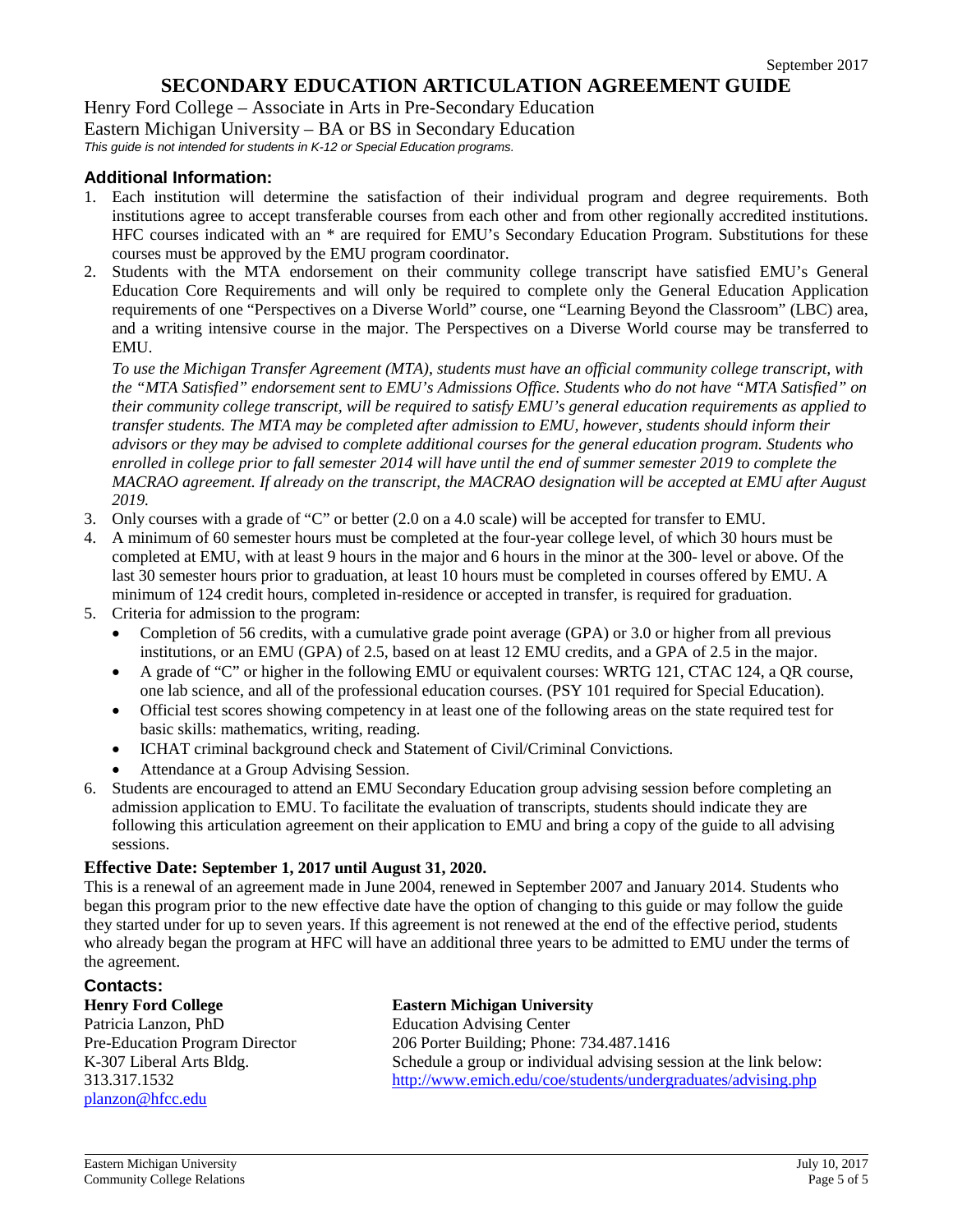September 2017

# SECONDARY EDUCATION ARTICULATION AGREEMENT GUIDE

Henry Ford College – Associate in Arts in Pre-Secondary Education
Eastern Michigan University – BA or BS in Secondary Education
*This guide is not intended for students in K-12 or Special Education programs.*

## Additional Information:

1. Each institution will determine the satisfaction of their individual program and degree requirements. Both institutions agree to accept transferable courses from each other and from other regionally accredited institutions. HFC courses indicated with an * are required for EMU's Secondary Education Program. Substitutions for these courses must be approved by the EMU program coordinator.
2. Students with the MTA endorsement on their community college transcript have satisfied EMU's General Education Core Requirements and will only be required to complete only the General Education Application requirements of one "Perspectives on a Diverse World" course, one "Learning Beyond the Classroom" (LBC) area, and a writing intensive course in the major. The Perspectives on a Diverse World course may be transferred to EMU.

   *To use the Michigan Transfer Agreement (MTA), students must have an official community college transcript, with the "MTA Satisfied" endorsement sent to EMU's Admissions Office. Students who do not have "MTA Satisfied" on their community college transcript, will be required to satisfy EMU's general education requirements as applied to transfer students. The MTA may be completed after admission to EMU, however, students should inform their advisors or they may be advised to complete additional courses for the general education program. Students who enrolled in college prior to fall semester 2014 will have until the end of summer semester 2019 to complete the MACRAO agreement. If already on the transcript, the MACRAO designation will be accepted at EMU after August 2019.*
3. Only courses with a grade of "C" or better (2.0 on a 4.0 scale) will be accepted for transfer to EMU.
4. A minimum of 60 semester hours must be completed at the four-year college level, of which 30 hours must be completed at EMU, with at least 9 hours in the major and 6 hours in the minor at the 300- level or above. Of the last 30 semester hours prior to graduation, at least 10 hours must be completed in courses offered by EMU. A minimum of 124 credit hours, completed in-residence or accepted in transfer, is required for graduation.
5. Criteria for admission to the program:
   - Completion of 56 credits, with a cumulative grade point average (GPA) or 3.0 or higher from all previous institutions, or an EMU (GPA) of 2.5, based on at least 12 EMU credits, and a GPA of 2.5 in the major.
   - A grade of "C" or higher in the following EMU or equivalent courses: WRTG 121, CTAC 124, a QR course, one lab science, and all of the professional education courses. (PSY 101 required for Special Education).
   - Official test scores showing competency in at least one of the following areas on the state required test for basic skills: mathematics, writing, reading.
   - ICHAT criminal background check and Statement of Civil/Criminal Convictions.
   - Attendance at a Group Advising Session.
6. Students are encouraged to attend an EMU Secondary Education group advising session before completing an admission application to EMU. To facilitate the evaluation of transcripts, students should indicate they are following this articulation agreement on their application to EMU and bring a copy of the guide to all advising sessions.

## Effective Date: September 1, 2017 until August 31, 2020.

This is a renewal of an agreement made in June 2004, renewed in September 2007 and January 2014. Students who began this program prior to the new effective date have the option of changing to this guide or may follow the guide they started under for up to seven years. If this agreement is not renewed at the end of the effective period, students who already began the program at HFC will have an additional three years to be admitted to EMU under the terms of the agreement.

## Contacts:

**Henry Ford College**
Patricia Lanzon, PhD
Pre-Education Program Director
K-307 Liberal Arts Bldg.
313.317.1532
planzon@hfcc.edu

**Eastern Michigan University**
Education Advising Center
206 Porter Building; Phone: 734.487.1416
Schedule a group or individual advising session at the link below:
http://www.emich.edu/coe/students/undergraduates/advising.php